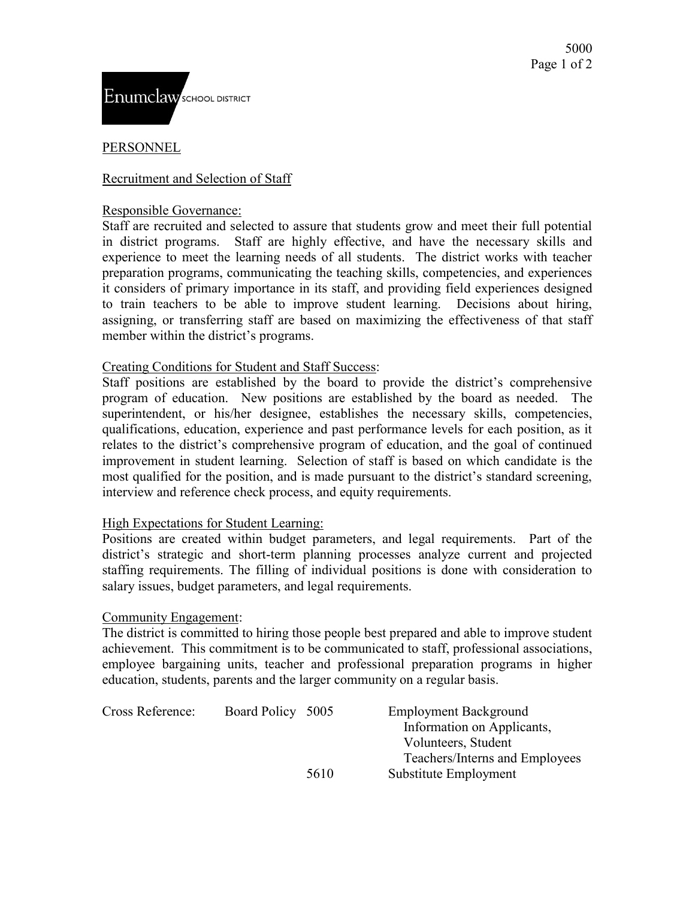Enumclaw SCHOOL DISTRICT

5000

# PERSONNEL

## Recruitment and Selection of Staff

### Responsible Governance:

Staff are recruited and selected to assure that students grow and meet their full potential in district programs. Staff are highly effective, and have the necessary skills and experience to meet the learning needs of all students. The district works with teacher preparation programs, communicating the teaching skills, competencies, and experiences it considers of primary importance in its staff, and providing field experiences designed to train teachers to be able to improve student learning. Decisions about hiring, assigning, or transferring staff are based on maximizing the effectiveness of that staff member within the district's programs.

### Creating Conditions for Student and Staff Success:

Staff positions are established by the board to provide the district's comprehensive program of education. New positions are established by the board as needed. The superintendent, or his/her designee, establishes the necessary skills, competencies, qualifications, education, experience and past performance levels for each position, as it relates to the district's comprehensive program of education, and the goal of continued improvement in student learning. Selection of staff is based on which candidate is the most qualified for the position, and is made pursuant to the district's standard screening, interview and reference check process, and equity requirements.

### High Expectations for Student Learning:

Positions are created within budget parameters, and legal requirements. Part of the district's strategic and short-term planning processes analyze current and projected staffing requirements. The filling of individual positions is done with consideration to salary issues, budget parameters, and legal requirements.

### Community Engagement:

The district is committed to hiring those people best prepared and able to improve student achievement. This commitment is to be communicated to staff, professional associations, employee bargaining units, teacher and professional preparation programs in higher education, students, parents and the larger community on a regular basis.

| Cross Reference: | Board Policy | 5005 | Employment Background Information on Applicants, Volunteers, Student Teachers/Interns and Employees |
|---|---|---|---|
| | | 5610 | Substitute Employment |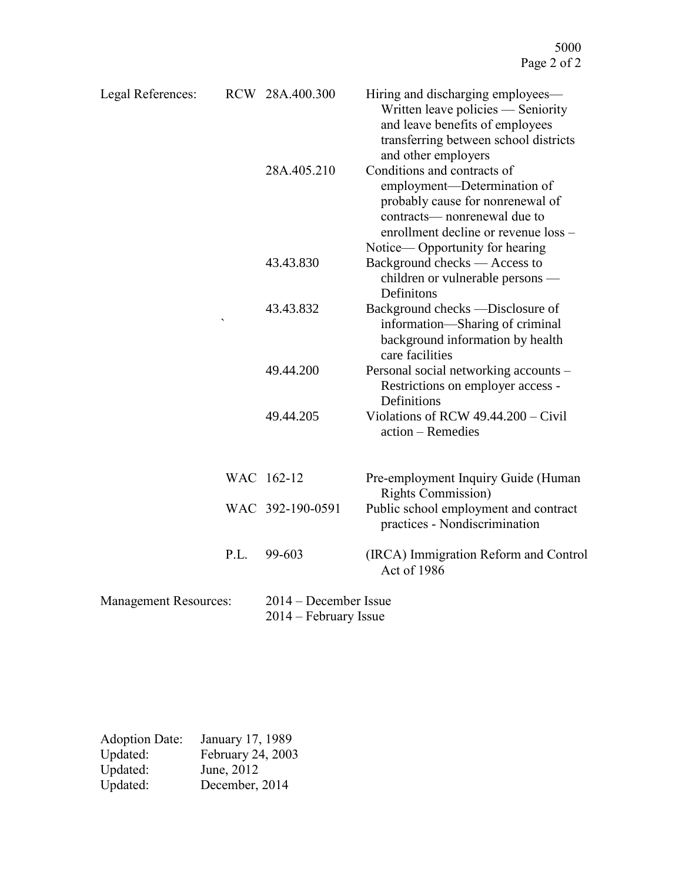| | | | |
|---|---|---|---|
| Legal References: | RCW | 28A.400.300 | Hiring and discharging employees—Written leave policies — Seniority and leave benefits of employees transferring between school districts and other employers |
| | | 28A.405.210 | Conditions and contracts of employment—Determination of probably cause for nonrenewal of contracts— nonrenewal due to enrollment decline or revenue loss – Notice— Opportunity for hearing |
| | | 43.43.830 | Background checks — Access to children or vulnerable persons — Definitons |
| | ` | 43.43.832 | Background checks —Disclosure of information—Sharing of criminal background information by health care facilities |
| | | 49.44.200 | Personal social networking accounts – Restrictions on employer access - Definitions |
| | | 49.44.205 | Violations of RCW 49.44.200 – Civil action – Remedies |
| | WAC | 162-12 | Pre-employment Inquiry Guide (Human Rights Commission) |
| | WAC | 392-190-0591 | Public school employment and contract practices - Nondiscrimination |
| | P.L. | 99-603 | (IRCA) Immigration Reform and Control Act of 1986 |
| Management Resources: | | 2014 – December Issue<br>2014 – February Issue | |

Adoption Date: January 17, 1989
Updated: February 24, 2003
Updated: June, 2012
Updated: December, 2014